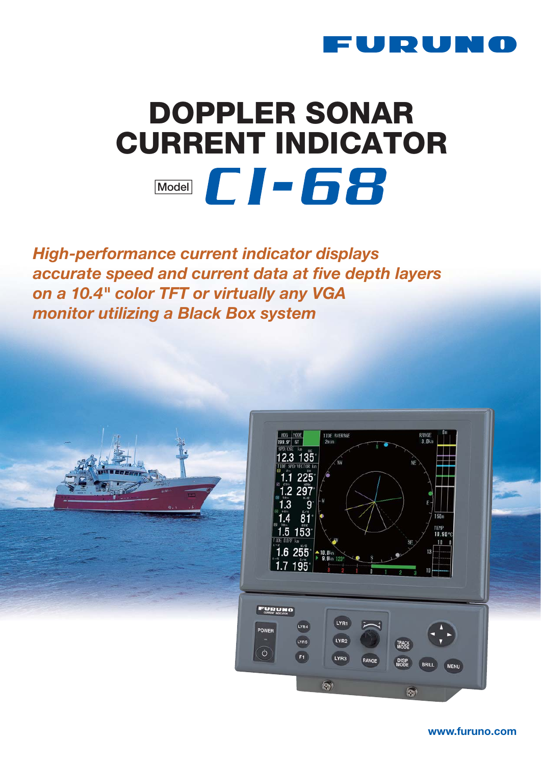FURUNO

# DOPPLER SONAR CURRENT INDICATOR

Model **CI-68**

*High-performance current indicator displays accurate speed and current data at five depth layers on a 10.4" color TFT or virtually any VGA monitor utilizing a Black Box system*

www.furuno.com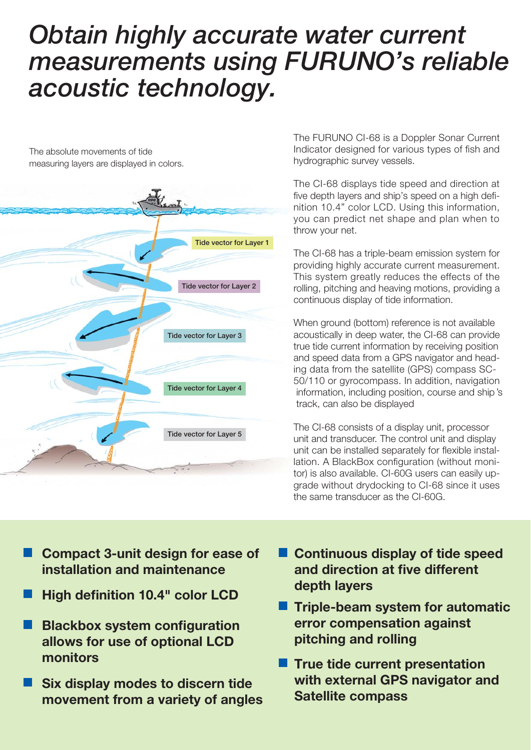# *Obtain highly accurate water current measurements using FURUNO's reliable acoustic technology.*

The absolute movements of tide measuring layers are displayed in colors.

Tide vector for Layer 1

Tide vector for Layer 2

Tide vector for Layer 3

Tide vector for Layer 4

Tide vector for Layer 5

The FURUNO CI-68 is a Doppler Sonar Current Indicator designed for various types of fish and hydrographic survey vessels.

The CI-68 displays tide speed and direction at five depth layers and ship's speed on a high definition 10.4" color LCD. Using this information, you can predict net shape and plan when to throw your net.

The CI-68 has a triple-beam emission system for providing highly accurate current measurement. This system greatly reduces the effects of the rolling, pitching and heaving motions, providing a continuous display of tide information.

When ground (bottom) reference is not available acoustically in deep water, the CI-68 can provide true tide current information by receiving position and speed data from a GPS navigator and heading data from the satellite (GPS) compass SC-50/110 or gyrocompass. In addition, navigation information, including position, course and ship's track, can also be displayed

The CI-68 consists of a display unit, processor unit and transducer. The control unit and display unit can be installed separately for flexible installation. A BlackBox configuration (without monitor) is also available. CI-60G users can easily upgrade without drydocking to CI-68 since it uses the same transducer as the CI-60G.

- **Compact 3-unit design for ease of installation and maintenance**
- **High definition 10.4" color LCD**
- **Blackbox system configuration allows for use of optional LCD monitors**
- **Six display modes to discern tide movement from a variety of angles**
- **Continuous display of tide speed and direction at five different depth layers**
- **Triple-beam system for automatic error compensation against pitching and rolling**
- **True tide current presentation with external GPS navigator and Satellite compass**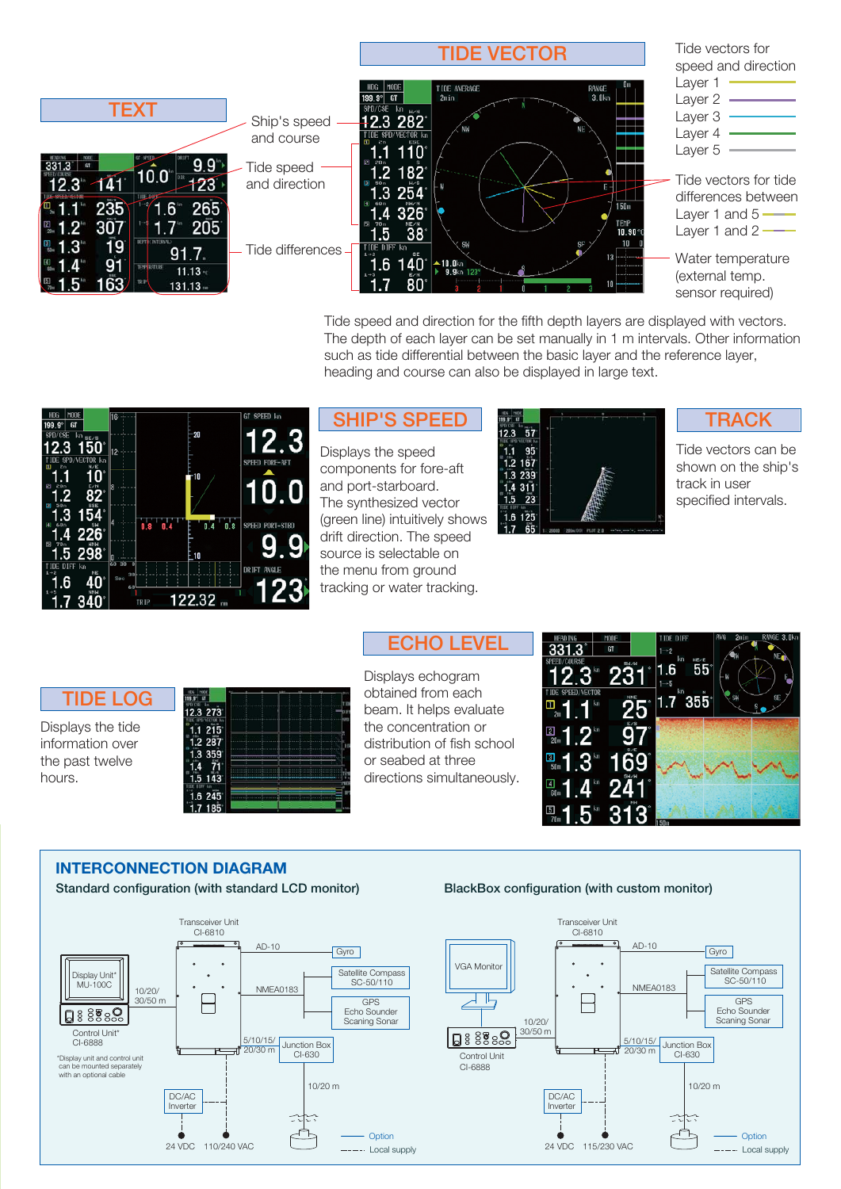## TIDE VECTOR

Tide vectors for speed and direction
- Layer 1
- Layer 2
- Layer 3
- Layer 4
- Layer 5

Tide vectors for tide differences between
- Layer 1 and 5
- Layer 1 and 2

Water temperature (external temp. sensor required)

Tide speed and direction for the fifth depth layers are displayed with vectors. The depth of each layer can be set manually in 1 m intervals. Other information such as tide differential between the basic layer and the reference layer, heading and course can also be displayed in large text.

## TEXT

Ship's speed and course

Tide speed and direction

Tide differences

## SHIP'S SPEED

Displays the speed components for fore-aft and port-starboard. The synthesized vector (green line) intuitively shows drift direction. The speed source is selectable on the menu from ground tracking or water tracking.

## TRACK

Tide vectors can be shown on the ship's track in user specified intervals.

## ECHO LEVEL

Displays echogram obtained from each beam. It helps evaluate the concentration or distribution of fish school or seabed at three directions simultaneously.

## TIDE LOG

Displays the tide information over the past twelve hours.

## INTERCONNECTION DIAGRAM

**Standard configuration (with standard LCD monitor)**

Transceiver Unit CI-6810; AD-10; Gyro; NMEA0183; Satellite Compass SC-50/110; GPS, Echo Sounder, Scaning Sonar; Display Unit* MU-100C; Control Unit* CI-6888; 10/20/30/50 m; 5/10/15/20/30 m; Junction Box CI-630; 10/20 m; DC/AC Inverter; 24 VDC; 110/240 VAC

*Display unit and control unit can be mounted separately with an optional cable

**BlackBox configuration (with custom monitor)**

Transceiver Unit CI-6810; AD-10; Gyro; NMEA0183; Satellite Compass SC-50/110; GPS, Echo Sounder, Scaning Sonar; VGA Monitor; Control Unit CI-6888; 10/20/30/50 m; 5/10/15/20/30 m; Junction Box CI-630; 10/20 m; DC/AC Inverter; 24 VDC; 115/230 VAC

Option
Local supply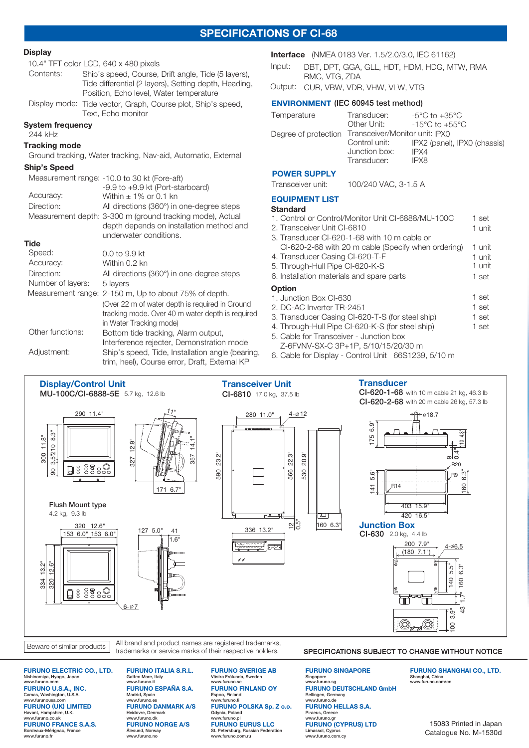# SPECIFICATIONS OF CI-68

## Display

10.4" TFT color LCD, 640 x 480 pixels

Contents: Ship's speed, Course, Drift angle, Tide (5 layers), Tide differential (2 layers), Setting depth, Heading, Position, Echo level, Water temperature

Display mode: Tide vector, Graph, Course plot, Ship's speed, Text, Echo monitor

## System frequency

244 kHz

## Tracking mode

Ground tracking, Water tracking, Nav-aid, Automatic, External

## Ship's Speed

Measurement range: -10.0 to 30 kt (Fore-aft)
-9.9 to +9.9 kt (Port-starboard)

Accuracy: Within ± 1% or 0.1 kn

Direction: All directions (360°) in one-degree steps

Measurement depth: 3-300 m (ground tracking mode), Actual depth depends on installation method and underwater conditions.

## Tide

Speed: 0.0 to 9.9 kt

Accuracy: Within 0.2 kn

Direction: All directions (360°) in one-degree steps

Number of layers: 5 layers

Measurement range: 2-150 m, Up to about 75% of depth.
(Over 22 m of water depth is required in Ground tracking mode. Over 40 m water depth is required in Water Tracking mode)

Other functions: Bottom tide tracking, Alarm output, Interference rejecter, Demonstration mode

Adjustment: Ship's speed, Tide, Installation angle (bearing, trim, heel), Course error, Draft, External KP

## Interface (NMEA 0183 Ver. 1.5/2.0/3.0, IEC 61162)

Input: DBT, DPT, GGA, GLL, HDT, HDM, HDG, MTW, RMA RMC, VTG, ZDA

Output: CUR, VBW, VDR, VHW, VLW, VTG

## ENVIRONMENT (IEC 60945 test method)

Temperature
- Transducer: -5°C to +35°C
- Other Unit: -15°C to +55°C

Degree of protection
- Transceiver/Monitor unit: IPX0
- Control unit: IPX2 (panel), IPX0 (chassis)
- Junction box: IPX4
- Transducer: IPX8

## POWER SUPPLY

Transceiver unit: 100/240 VAC, 3-1.5 A

## EQUIPMENT LIST

### Standard

1. Control or Control/Monitor Unit CI-6888/MU-100C — 1 set
2. Transceiver Unit CI-6810 — 1 unit
3. Transducer CI-620-1-68 with 10 m cable or CI-620-2-68 with 20 m cable (Specify when ordering) — 1 unit
4. Transducer Casing CI-620-T-F — 1 unit
5. Through-Hull Pipe CI-620-K-S — 1 unit
6. Installation materials and spare parts — 1 set

### Option

1. Junction Box CI-630 — 1 set
2. DC-AC Inverter TR-2451 — 1 set
3. Transducer Casing CI-620-T-S (for steel ship) — 1 set
4. Through-Hull Pipe CI-620-K-S (for steel ship) — 1 set
5. Cable for Transceiver - Junction box Z-6FVNV-SX-C 3P+1P, 5/10/15/20/30 m
6. Cable for Display - Control Unit 66S1239, 5/10 m

## Display/Control Unit

MU-100C/CI-6888-5E 5.7 kg, 12.6 lb

290 11.4"
300 11.8"
210 8.3"
90 3.5"
11°
327 12.9"
357 14.1"
171 6.7"

Flush Mount type
4.2 kg, 9.3 lb

320 12.6"
153 6.0" 153 6.0"
334 13.2"
320 12.6"
127 5.0"
41 1.6"
6-ø7

## Transceiver Unit

CI-6810 17.0 kg, 37.5 lb

280 11.0"
4-ø12
590 23.2"
566 22.3"
530 20.9"
12 0.5"
160 6.3"
336 13.2"

## Transducer

CI-620-1-68 with 10 m cable 21 kg, 46.3 lb
CI-620-2-68 with 20 m cable 26 kg, 57.3 lb

ø18.7
175 6.9"
110 4.3"
9 0.4"
R20
R9
R14
141 5.6"
160 6.3"
403 15.9"
420 16.5"

## Junction Box

CI-630 2.0 kg, 4.4 lb

200 7.9"
(180 7.1")
4-ø6.5
140 5.5"
160 6.3"
43 1.7"
100 3.9"

Beware of similar products

All brand and product names are registered trademarks, trademarks or service marks of their respective holders.

SPECIFICATIONS SUBJECT TO CHANGE WITHOUT NOTICE

**FURUNO ELECTRIC CO., LTD.** Nishinomiya, Hyogo, Japan www.furuno.com

**FURUNO U.S.A., INC.** Camas, Washington, U.S.A. www.furunousa.com

**FURUNO (UK) LIMITED** Havant, Hampshire, U.K. www.furuno.co.uk

**FURUNO FRANCE S.A.S.** Bordeaux-Mérignac, France www.furuno.fr

**FURUNO ITALIA S.R.L.** Gatteo Mare, Italy www.furuno.it

**FURUNO ESPAÑA S.A.** Madrid, Spain www.furuno.es

**FURUNO DANMARK A/S** Hvidovre, Denmark www.furuno.dk

**FURUNO NORGE A/S** Ålesund, Norway www.furuno.no

**FURUNO SVERIGE AB** Västra Frölunda, Sweden www.furuno.se

**FURUNO FINLAND OY** Espoo, Finland www.furuno.fi

**FURUNO POLSKA Sp. Z o.o.** Gdynia, Poland www.furuno.pl

**FURUNO EURUS LLC** St. Petersburg, Russian Federation www.furuno.com.ru

**FURUNO SINGAPORE** Singapore www.furuno.sg

**FURUNO DEUTSCHLAND GmbH** Rellingen, Germany www.furuno.de

**FURUNO HELLAS S.A.** Piraeus, Greece www.furuno.gr

**FURUNO (CYPRUS) LTD** Limassol, Cyprus www.furuno.com.cy

**FURUNO SHANGHAI CO., LTD.** Shanghai, China www.furuno.com/cn

15083 Printed in Japan
Catalogue No. M-1530d